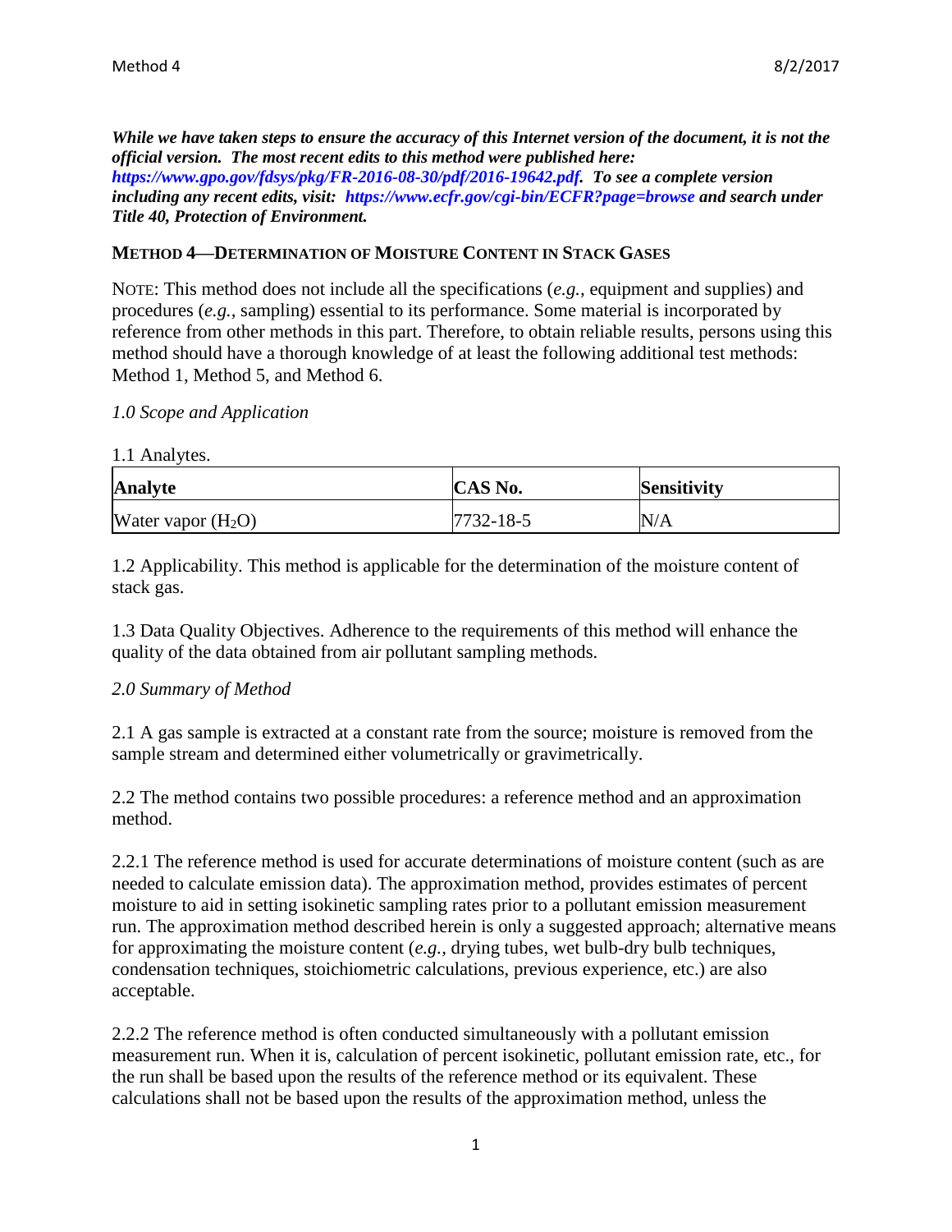***While we have taken steps to ensure the accuracy of this Internet version of the document, it is not the official version. The most recent edits to this method were published here: https://www.gpo.gov/fdsys/pkg/FR-2016-08-30/pdf/2016-19642.pdf. To see a complete version including any recent edits, visit: https://www.ecfr.gov/cgi-bin/ECFR?page=browse and search under Title 40, Protection of Environment.***

## METHOD 4—DETERMINATION OF MOISTURE CONTENT IN STACK GASES

NOTE: This method does not include all the specifications (*e.g.,* equipment and supplies) and procedures (*e.g.,* sampling) essential to its performance. Some material is incorporated by reference from other methods in this part. Therefore, to obtain reliable results, persons using this method should have a thorough knowledge of at least the following additional test methods: Method 1, Method 5, and Method 6.

### *1.0 Scope and Application*

1.1 Analytes.

| Analyte | CAS No. | Sensitivity |
|---|---|---|
| Water vapor ($H_2O$) | 7732-18-5 | N/A |

1.2 Applicability. This method is applicable for the determination of the moisture content of stack gas.

1.3 Data Quality Objectives. Adherence to the requirements of this method will enhance the quality of the data obtained from air pollutant sampling methods.

### *2.0 Summary of Method*

2.1 A gas sample is extracted at a constant rate from the source; moisture is removed from the sample stream and determined either volumetrically or gravimetrically.

2.2 The method contains two possible procedures: a reference method and an approximation method.

2.2.1 The reference method is used for accurate determinations of moisture content (such as are needed to calculate emission data). The approximation method, provides estimates of percent moisture to aid in setting isokinetic sampling rates prior to a pollutant emission measurement run. The approximation method described herein is only a suggested approach; alternative means for approximating the moisture content (*e.g.,* drying tubes, wet bulb-dry bulb techniques, condensation techniques, stoichiometric calculations, previous experience, etc.) are also acceptable.

2.2.2 The reference method is often conducted simultaneously with a pollutant emission measurement run. When it is, calculation of percent isokinetic, pollutant emission rate, etc., for the run shall be based upon the results of the reference method or its equivalent. These calculations shall not be based upon the results of the approximation method, unless the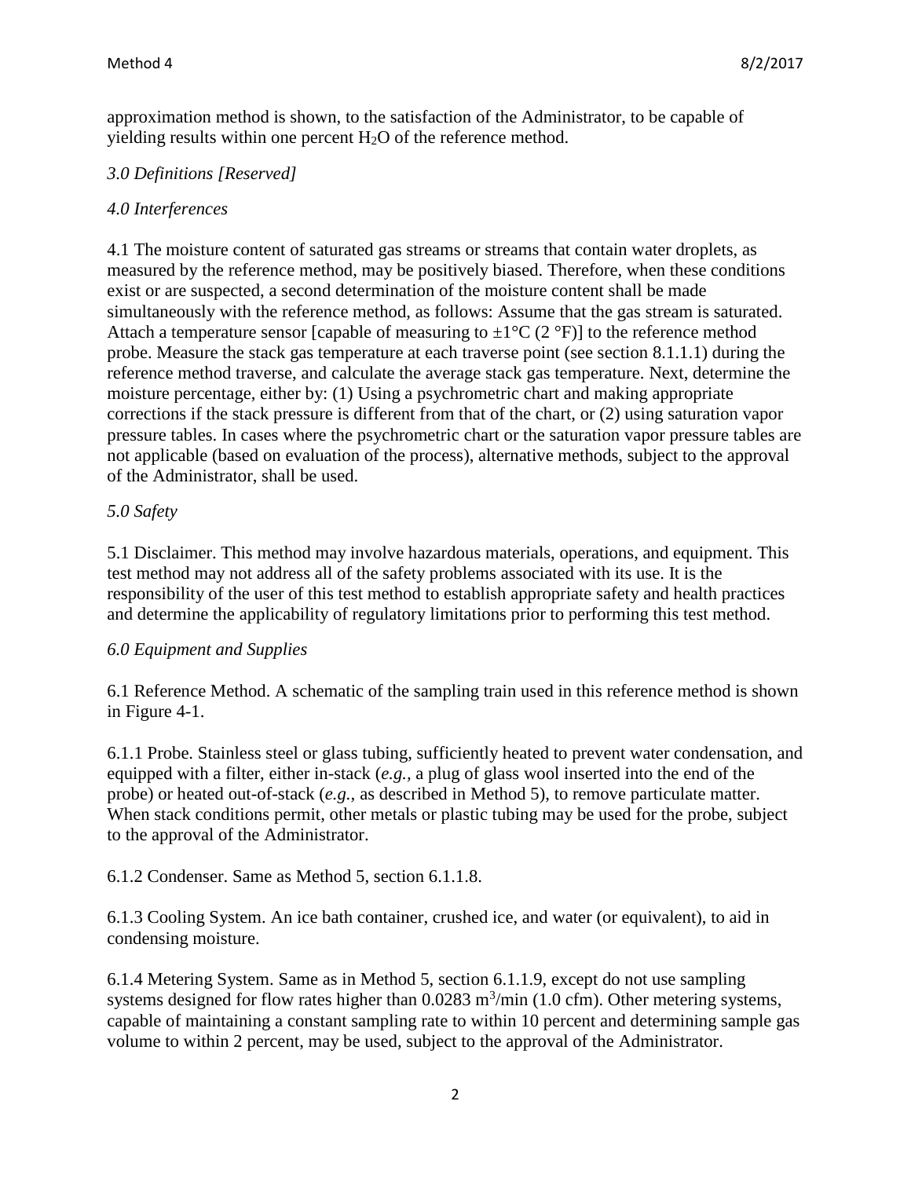approximation method is shown, to the satisfaction of the Administrator, to be capable of yielding results within one percent $H_2O$ of the reference method.

*3.0 Definitions [Reserved]*

*4.0 Interferences*

4.1 The moisture content of saturated gas streams or streams that contain water droplets, as measured by the reference method, may be positively biased. Therefore, when these conditions exist or are suspected, a second determination of the moisture content shall be made simultaneously with the reference method, as follows: Assume that the gas stream is saturated. Attach a temperature sensor [capable of measuring to ±1°C (2 °F)] to the reference method probe. Measure the stack gas temperature at each traverse point (see section 8.1.1.1) during the reference method traverse, and calculate the average stack gas temperature. Next, determine the moisture percentage, either by: (1) Using a psychrometric chart and making appropriate corrections if the stack pressure is different from that of the chart, or (2) using saturation vapor pressure tables. In cases where the psychrometric chart or the saturation vapor pressure tables are not applicable (based on evaluation of the process), alternative methods, subject to the approval of the Administrator, shall be used.

*5.0 Safety*

5.1 Disclaimer. This method may involve hazardous materials, operations, and equipment. This test method may not address all of the safety problems associated with its use. It is the responsibility of the user of this test method to establish appropriate safety and health practices and determine the applicability of regulatory limitations prior to performing this test method.

*6.0 Equipment and Supplies*

6.1 Reference Method. A schematic of the sampling train used in this reference method is shown in Figure 4-1.

6.1.1 Probe. Stainless steel or glass tubing, sufficiently heated to prevent water condensation, and equipped with a filter, either in-stack (*e.g.,* a plug of glass wool inserted into the end of the probe) or heated out-of-stack (*e.g.,* as described in Method 5), to remove particulate matter. When stack conditions permit, other metals or plastic tubing may be used for the probe, subject to the approval of the Administrator.

6.1.2 Condenser. Same as Method 5, section 6.1.1.8.

6.1.3 Cooling System. An ice bath container, crushed ice, and water (or equivalent), to aid in condensing moisture.

6.1.4 Metering System. Same as in Method 5, section 6.1.1.9, except do not use sampling systems designed for flow rates higher than 0.0283 $m^3$/min (1.0 cfm). Other metering systems, capable of maintaining a constant sampling rate to within 10 percent and determining sample gas volume to within 2 percent, may be used, subject to the approval of the Administrator.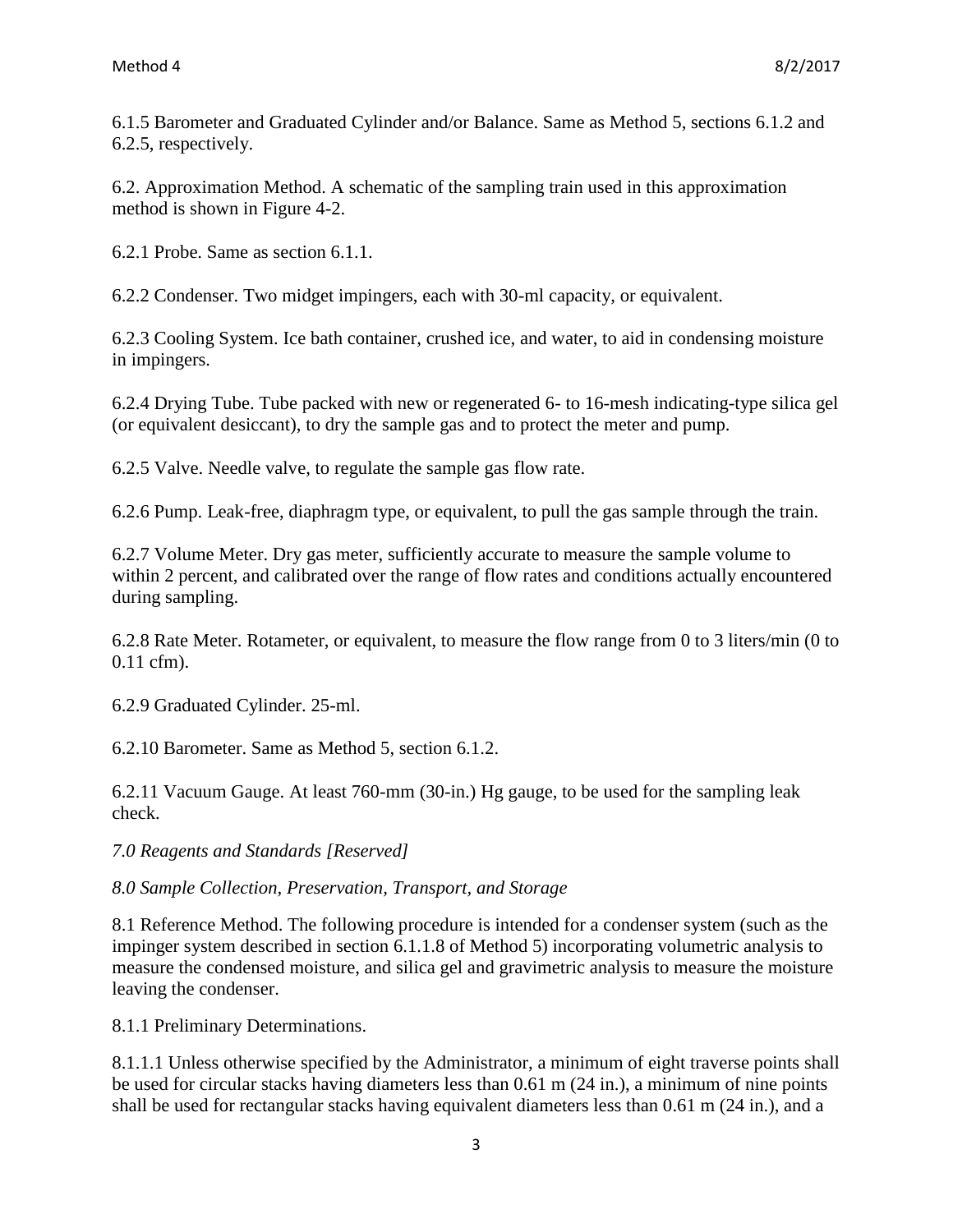6.1.5 Barometer and Graduated Cylinder and/or Balance. Same as Method 5, sections 6.1.2 and 6.2.5, respectively.

6.2. Approximation Method. A schematic of the sampling train used in this approximation method is shown in Figure 4-2.

6.2.1 Probe. Same as section 6.1.1.

6.2.2 Condenser. Two midget impingers, each with 30-ml capacity, or equivalent.

6.2.3 Cooling System. Ice bath container, crushed ice, and water, to aid in condensing moisture in impingers.

6.2.4 Drying Tube. Tube packed with new or regenerated 6- to 16-mesh indicating-type silica gel (or equivalent desiccant), to dry the sample gas and to protect the meter and pump.

6.2.5 Valve. Needle valve, to regulate the sample gas flow rate.

6.2.6 Pump. Leak-free, diaphragm type, or equivalent, to pull the gas sample through the train.

6.2.7 Volume Meter. Dry gas meter, sufficiently accurate to measure the sample volume to within 2 percent, and calibrated over the range of flow rates and conditions actually encountered during sampling.

6.2.8 Rate Meter. Rotameter, or equivalent, to measure the flow range from 0 to 3 liters/min (0 to 0.11 cfm).

6.2.9 Graduated Cylinder. 25-ml.

6.2.10 Barometer. Same as Method 5, section 6.1.2.

6.2.11 Vacuum Gauge. At least 760-mm (30-in.) Hg gauge, to be used for the sampling leak check.

*7.0 Reagents and Standards [Reserved]*

*8.0 Sample Collection, Preservation, Transport, and Storage*

8.1 Reference Method. The following procedure is intended for a condenser system (such as the impinger system described in section 6.1.1.8 of Method 5) incorporating volumetric analysis to measure the condensed moisture, and silica gel and gravimetric analysis to measure the moisture leaving the condenser.

8.1.1 Preliminary Determinations.

8.1.1.1 Unless otherwise specified by the Administrator, a minimum of eight traverse points shall be used for circular stacks having diameters less than 0.61 m (24 in.), a minimum of nine points shall be used for rectangular stacks having equivalent diameters less than 0.61 m (24 in.), and a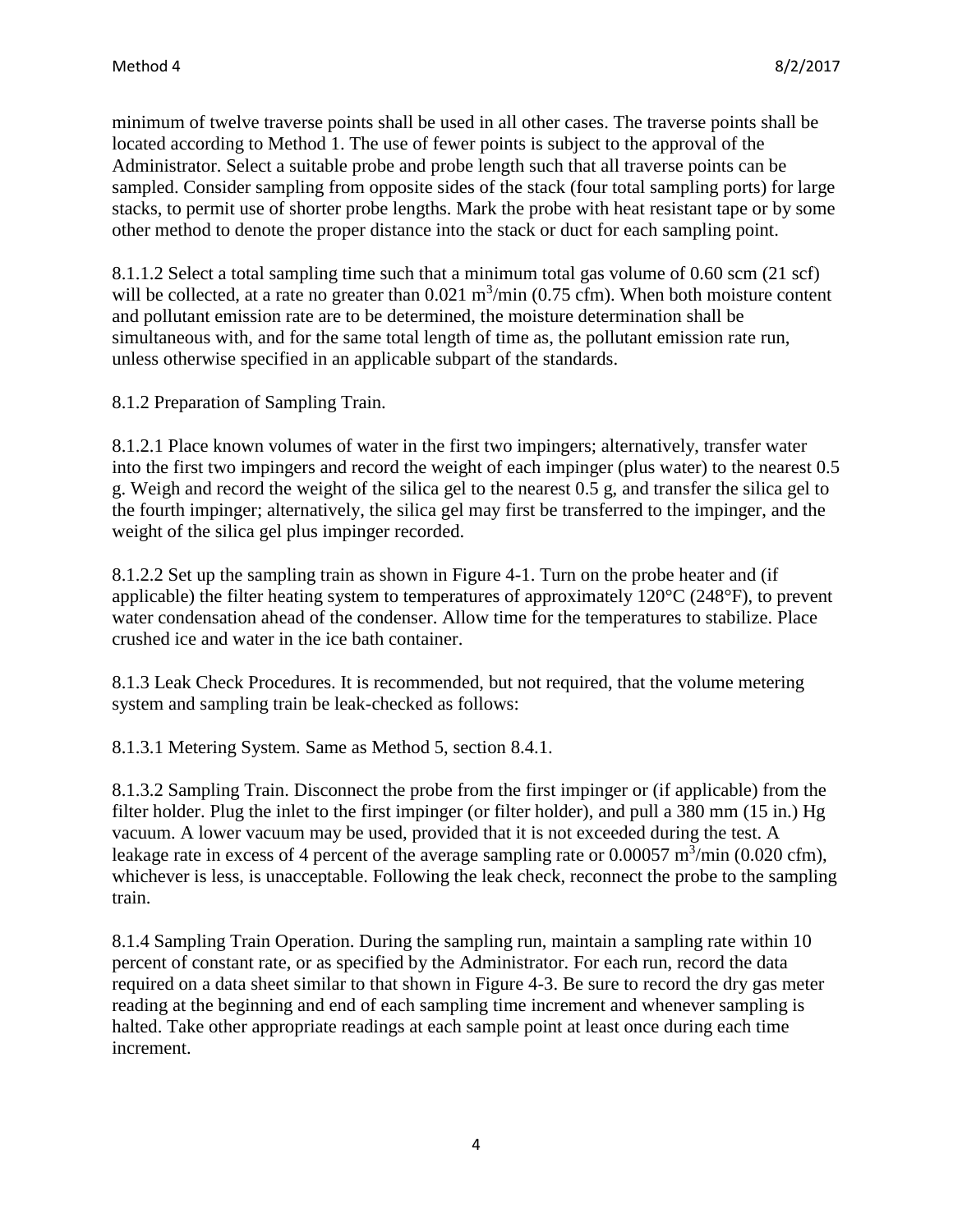minimum of twelve traverse points shall be used in all other cases. The traverse points shall be located according to Method 1. The use of fewer points is subject to the approval of the Administrator. Select a suitable probe and probe length such that all traverse points can be sampled. Consider sampling from opposite sides of the stack (four total sampling ports) for large stacks, to permit use of shorter probe lengths. Mark the probe with heat resistant tape or by some other method to denote the proper distance into the stack or duct for each sampling point.

8.1.1.2 Select a total sampling time such that a minimum total gas volume of 0.60 scm (21 scf) will be collected, at a rate no greater than 0.021 $m^3$/min (0.75 cfm). When both moisture content and pollutant emission rate are to be determined, the moisture determination shall be simultaneous with, and for the same total length of time as, the pollutant emission rate run, unless otherwise specified in an applicable subpart of the standards.

8.1.2 Preparation of Sampling Train.

8.1.2.1 Place known volumes of water in the first two impingers; alternatively, transfer water into the first two impingers and record the weight of each impinger (plus water) to the nearest 0.5 g. Weigh and record the weight of the silica gel to the nearest 0.5 g, and transfer the silica gel to the fourth impinger; alternatively, the silica gel may first be transferred to the impinger, and the weight of the silica gel plus impinger recorded.

8.1.2.2 Set up the sampling train as shown in Figure 4-1. Turn on the probe heater and (if applicable) the filter heating system to temperatures of approximately 120°C (248°F), to prevent water condensation ahead of the condenser. Allow time for the temperatures to stabilize. Place crushed ice and water in the ice bath container.

8.1.3 Leak Check Procedures. It is recommended, but not required, that the volume metering system and sampling train be leak-checked as follows:

8.1.3.1 Metering System. Same as Method 5, section 8.4.1.

8.1.3.2 Sampling Train. Disconnect the probe from the first impinger or (if applicable) from the filter holder. Plug the inlet to the first impinger (or filter holder), and pull a 380 mm (15 in.) Hg vacuum. A lower vacuum may be used, provided that it is not exceeded during the test. A leakage rate in excess of 4 percent of the average sampling rate or 0.00057 $m^3$/min (0.020 cfm), whichever is less, is unacceptable. Following the leak check, reconnect the probe to the sampling train.

8.1.4 Sampling Train Operation. During the sampling run, maintain a sampling rate within 10 percent of constant rate, or as specified by the Administrator. For each run, record the data required on a data sheet similar to that shown in Figure 4-3. Be sure to record the dry gas meter reading at the beginning and end of each sampling time increment and whenever sampling is halted. Take other appropriate readings at each sample point at least once during each time increment.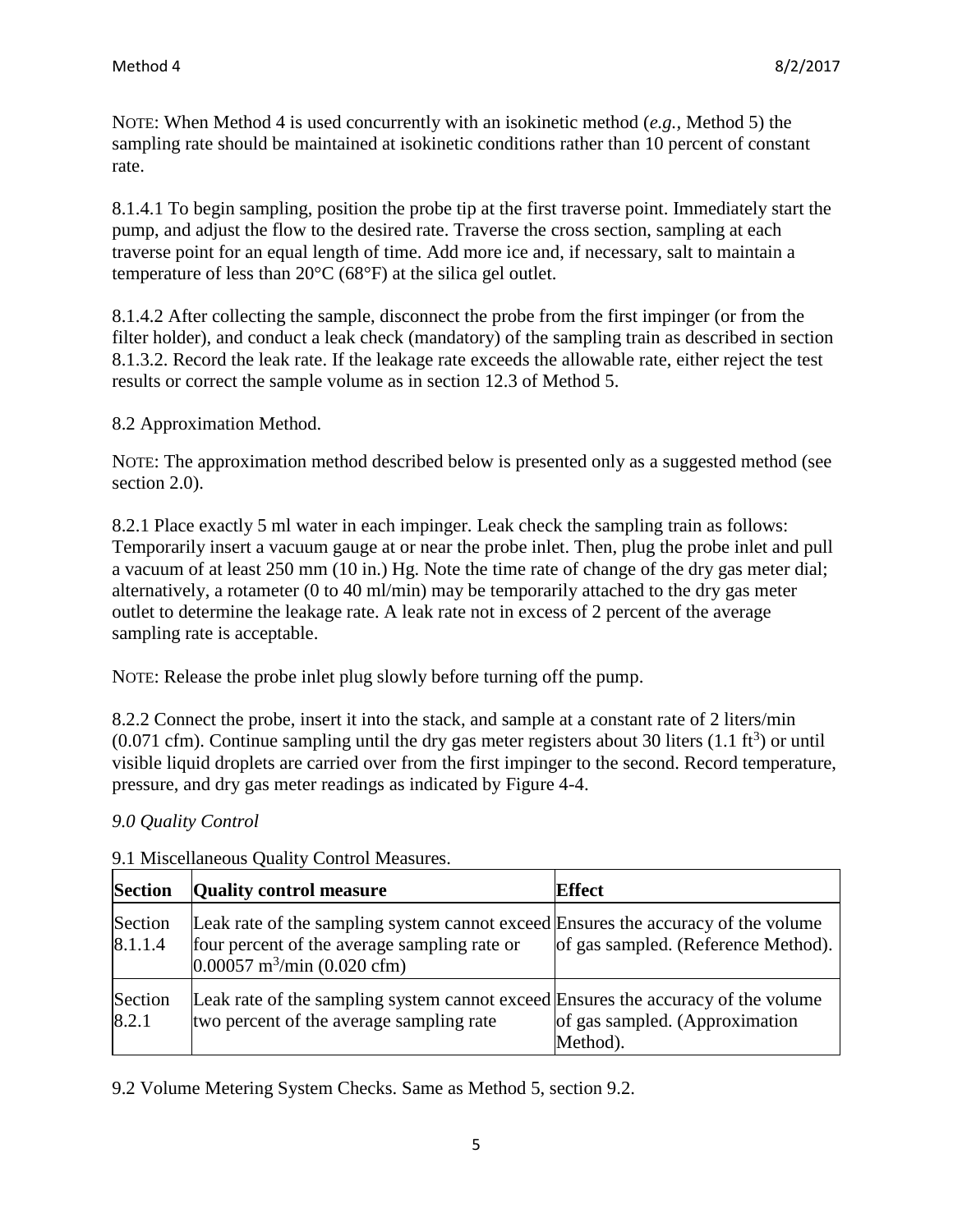NOTE: When Method 4 is used concurrently with an isokinetic method (*e.g.*, Method 5) the sampling rate should be maintained at isokinetic conditions rather than 10 percent of constant rate.

8.1.4.1 To begin sampling, position the probe tip at the first traverse point. Immediately start the pump, and adjust the flow to the desired rate. Traverse the cross section, sampling at each traverse point for an equal length of time. Add more ice and, if necessary, salt to maintain a temperature of less than 20°C (68°F) at the silica gel outlet.

8.1.4.2 After collecting the sample, disconnect the probe from the first impinger (or from the filter holder), and conduct a leak check (mandatory) of the sampling train as described in section 8.1.3.2. Record the leak rate. If the leakage rate exceeds the allowable rate, either reject the test results or correct the sample volume as in section 12.3 of Method 5.

8.2 Approximation Method.

NOTE: The approximation method described below is presented only as a suggested method (see section 2.0).

8.2.1 Place exactly 5 ml water in each impinger. Leak check the sampling train as follows: Temporarily insert a vacuum gauge at or near the probe inlet. Then, plug the probe inlet and pull a vacuum of at least 250 mm (10 in.) Hg. Note the time rate of change of the dry gas meter dial; alternatively, a rotameter (0 to 40 ml/min) may be temporarily attached to the dry gas meter outlet to determine the leakage rate. A leak rate not in excess of 2 percent of the average sampling rate is acceptable.

NOTE: Release the probe inlet plug slowly before turning off the pump.

8.2.2 Connect the probe, insert it into the stack, and sample at a constant rate of 2 liters/min (0.071 cfm). Continue sampling until the dry gas meter registers about 30 liters (1.1 $ft^3$) or until visible liquid droplets are carried over from the first impinger to the second. Record temperature, pressure, and dry gas meter readings as indicated by Figure 4-4.

*9.0 Quality Control*

9.1 Miscellaneous Quality Control Measures.

| Section | Quality control measure | Effect |
|---|---|---|
| Section 8.1.1.4 | Leak rate of the sampling system cannot exceed four percent of the average sampling rate or 0.00057 $m^3$/min (0.020 cfm) | Ensures the accuracy of the volume of gas sampled. (Reference Method). |
| Section 8.2.1 | Leak rate of the sampling system cannot exceed two percent of the average sampling rate | Ensures the accuracy of the volume of gas sampled. (Approximation Method). |

9.2 Volume Metering System Checks. Same as Method 5, section 9.2.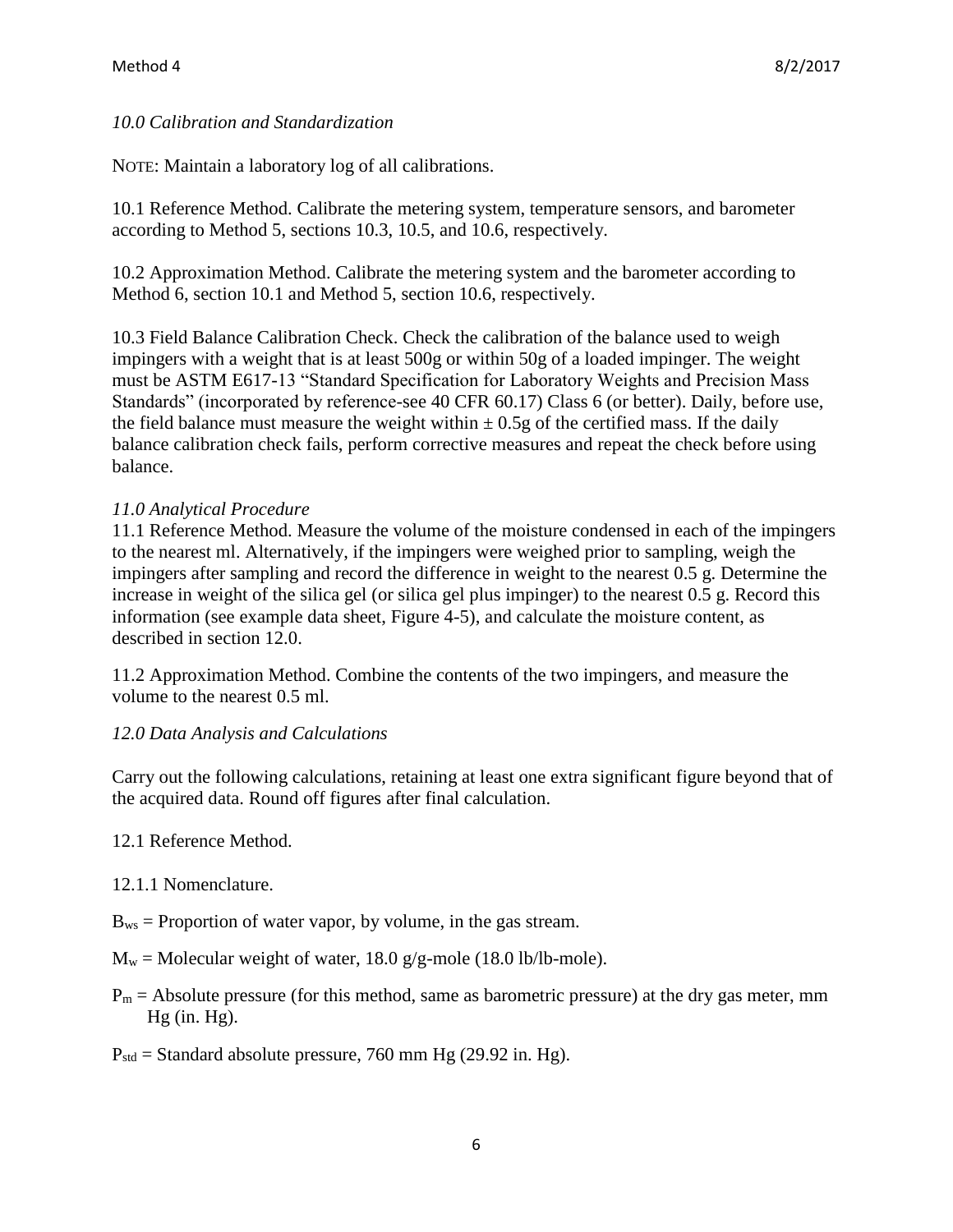*10.0 Calibration and Standardization*

NOTE: Maintain a laboratory log of all calibrations.

10.1 Reference Method. Calibrate the metering system, temperature sensors, and barometer according to Method 5, sections 10.3, 10.5, and 10.6, respectively.

10.2 Approximation Method. Calibrate the metering system and the barometer according to Method 6, section 10.1 and Method 5, section 10.6, respectively.

10.3 Field Balance Calibration Check. Check the calibration of the balance used to weigh impingers with a weight that is at least 500g or within 50g of a loaded impinger. The weight must be ASTM E617-13 "Standard Specification for Laboratory Weights and Precision Mass Standards" (incorporated by reference-see 40 CFR 60.17) Class 6 (or better). Daily, before use, the field balance must measure the weight within $\pm$ 0.5g of the certified mass. If the daily balance calibration check fails, perform corrective measures and repeat the check before using balance.

*11.0 Analytical Procedure*

11.1 Reference Method. Measure the volume of the moisture condensed in each of the impingers to the nearest ml. Alternatively, if the impingers were weighed prior to sampling, weigh the impingers after sampling and record the difference in weight to the nearest 0.5 g. Determine the increase in weight of the silica gel (or silica gel plus impinger) to the nearest 0.5 g. Record this information (see example data sheet, Figure 4-5), and calculate the moisture content, as described in section 12.0.

11.2 Approximation Method. Combine the contents of the two impingers, and measure the volume to the nearest 0.5 ml.

*12.0 Data Analysis and Calculations*

Carry out the following calculations, retaining at least one extra significant figure beyond that of the acquired data. Round off figures after final calculation.

12.1 Reference Method.

12.1.1 Nomenclature.

$B_{ws}$ = Proportion of water vapor, by volume, in the gas stream.

$M_w$ = Molecular weight of water, 18.0 g/g-mole (18.0 lb/lb-mole).

$P_m$ = Absolute pressure (for this method, same as barometric pressure) at the dry gas meter, mm Hg (in. Hg).

$P_{std}$ = Standard absolute pressure, 760 mm Hg (29.92 in. Hg).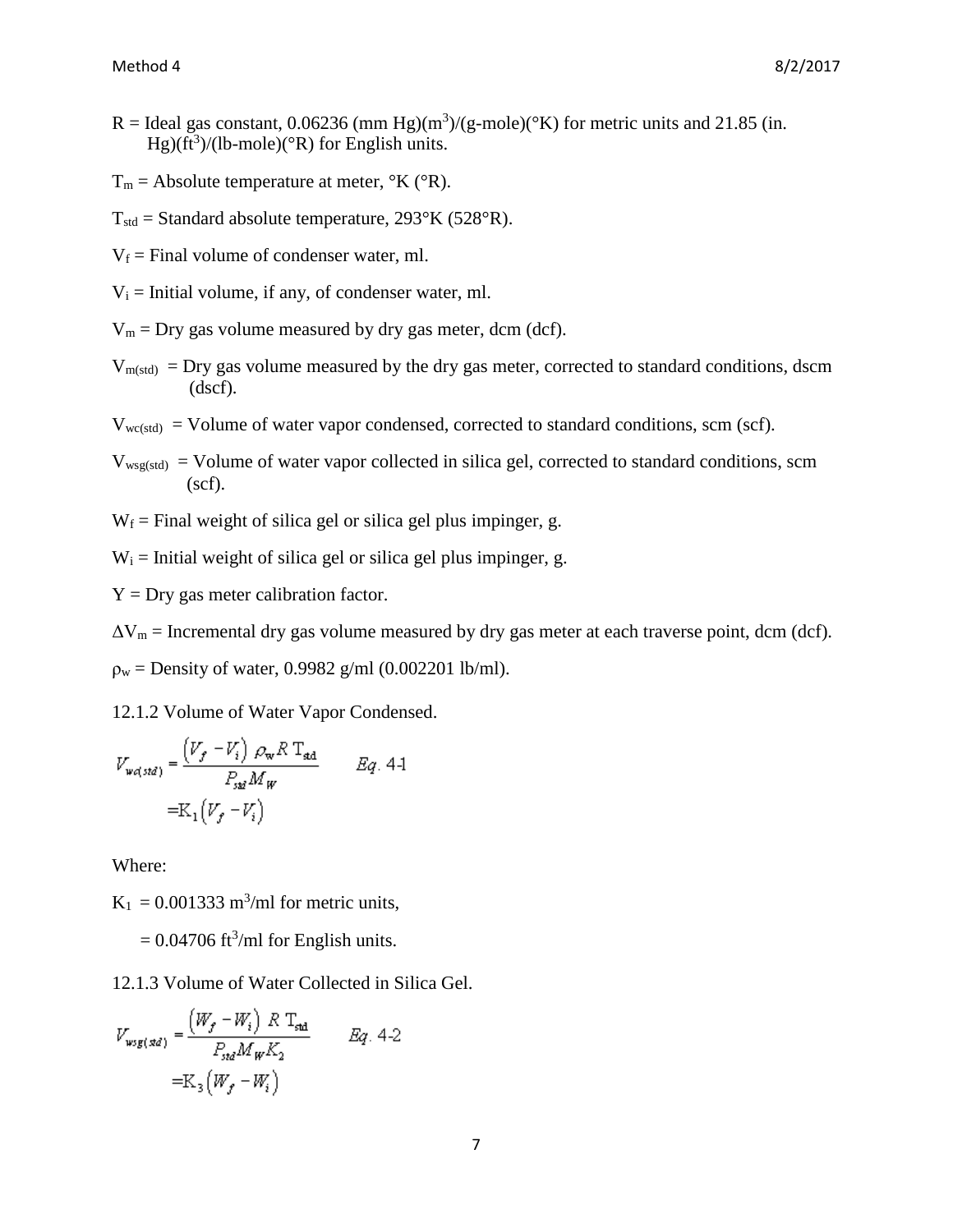R = Ideal gas constant, 0.06236 (mm Hg)($m^3$)/(g-mole)(°K) for metric units and 21.85 (in. Hg)($ft^3$)/(lb-mole)(°R) for English units.

$T_m$ = Absolute temperature at meter, °K (°R).

$T_{std}$ = Standard absolute temperature, 293°K (528°R).

$V_f$ = Final volume of condenser water, ml.

$V_i$ = Initial volume, if any, of condenser water, ml.

$V_m$ = Dry gas volume measured by dry gas meter, dcm (dcf).

$V_{m(std)}$ = Dry gas volume measured by the dry gas meter, corrected to standard conditions, dscm (dscf).

$V_{wc(std)}$ = Volume of water vapor condensed, corrected to standard conditions, scm (scf).

$V_{wsg(std)}$ = Volume of water vapor collected in silica gel, corrected to standard conditions, scm (scf).

$W_f$ = Final weight of silica gel or silica gel plus impinger, g.

$W_i$ = Initial weight of silica gel or silica gel plus impinger, g.

Y = Dry gas meter calibration factor.

$\Delta V_m$ = Incremental dry gas volume measured by dry gas meter at each traverse point, dcm (dcf).

$\rho_w$ = Density of water, 0.9982 g/ml (0.002201 lb/ml).

12.1.2 Volume of Water Vapor Condensed.

$$V_{wc(std)} = \frac{(V_f - V_i)\ \rho_w R\ T_{std}}{P_{std} M_W} \qquad Eq.\ 4\text{-}1$$

$$= K_1 (V_f - V_i)$$

Where:

$K_1$ = 0.001333 $m^3$/ml for metric units,

= 0.04706 $ft^3$/ml for English units.

12.1.3 Volume of Water Collected in Silica Gel.

$$V_{wsg(std)} = \frac{(W_f - W_i)\ R\ T_{std}}{P_{std} M_W K_2} \qquad Eq.\ 4\text{-}2$$

$$= K_3 (W_f - W_i)$$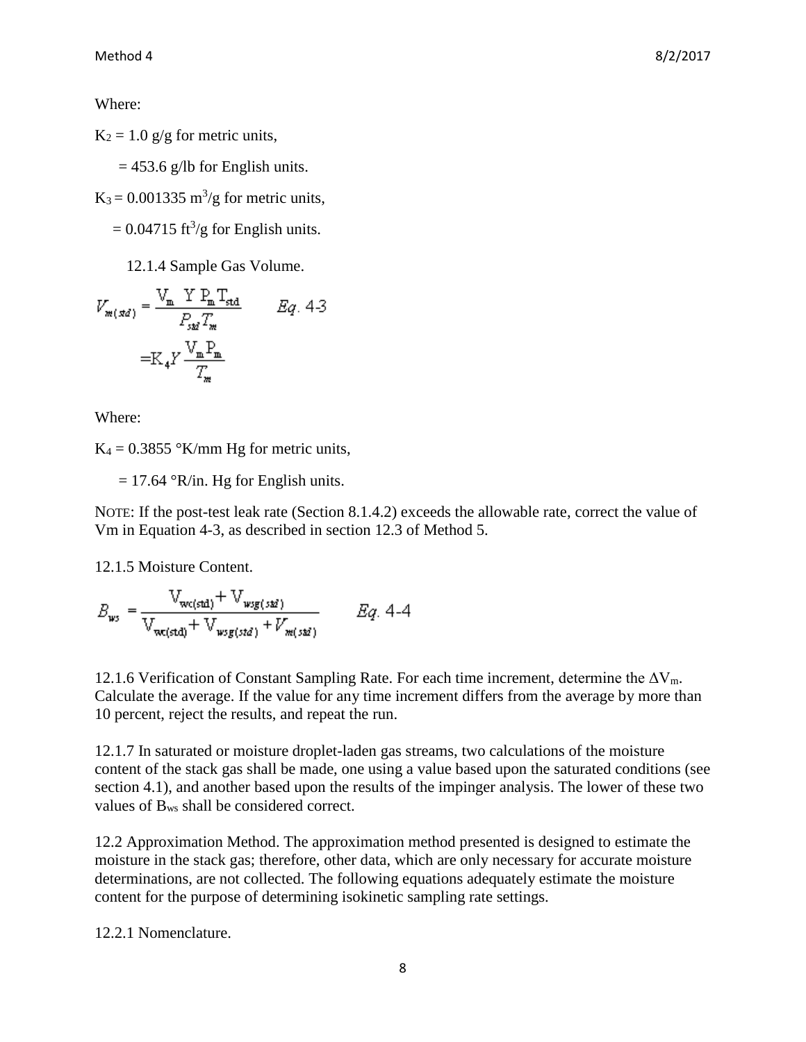Where:

$K_2$ = 1.0 g/g for metric units,

= 453.6 g/lb for English units.

$K_3$ = 0.001335 $m^3$/g for metric units,

= 0.04715 $ft^3$/g for English units.

12.1.4 Sample Gas Volume.

$$V_{m(std)} = \frac{V_m \; Y \; P_m T_{std}}{P_{std} T_m} \qquad Eq.\ 4\text{-}3$$

$$= K_4 Y \frac{V_m P_m}{T_m}$$

Where:

$K_4$ = 0.3855 °K/mm Hg for metric units,

= 17.64 °R/in. Hg for English units.

NOTE: If the post-test leak rate (Section 8.1.4.2) exceeds the allowable rate, correct the value of Vm in Equation 4-3, as described in section 12.3 of Method 5.

12.1.5 Moisture Content.

$$B_{ws} = \frac{V_{wc(std)} + V_{wsg(std)}}{V_{wc(std)} + V_{wsg(std)} + V_{m(std)}} \qquad Eq.\ 4\text{-}4$$

12.1.6 Verification of Constant Sampling Rate. For each time increment, determine the $\Delta V_m$. Calculate the average. If the value for any time increment differs from the average by more than 10 percent, reject the results, and repeat the run.

12.1.7 In saturated or moisture droplet-laden gas streams, two calculations of the moisture content of the stack gas shall be made, one using a value based upon the saturated conditions (see section 4.1), and another based upon the results of the impinger analysis. The lower of these two values of $B_{ws}$ shall be considered correct.

12.2 Approximation Method. The approximation method presented is designed to estimate the moisture in the stack gas; therefore, other data, which are only necessary for accurate moisture determinations, are not collected. The following equations adequately estimate the moisture content for the purpose of determining isokinetic sampling rate settings.

12.2.1 Nomenclature.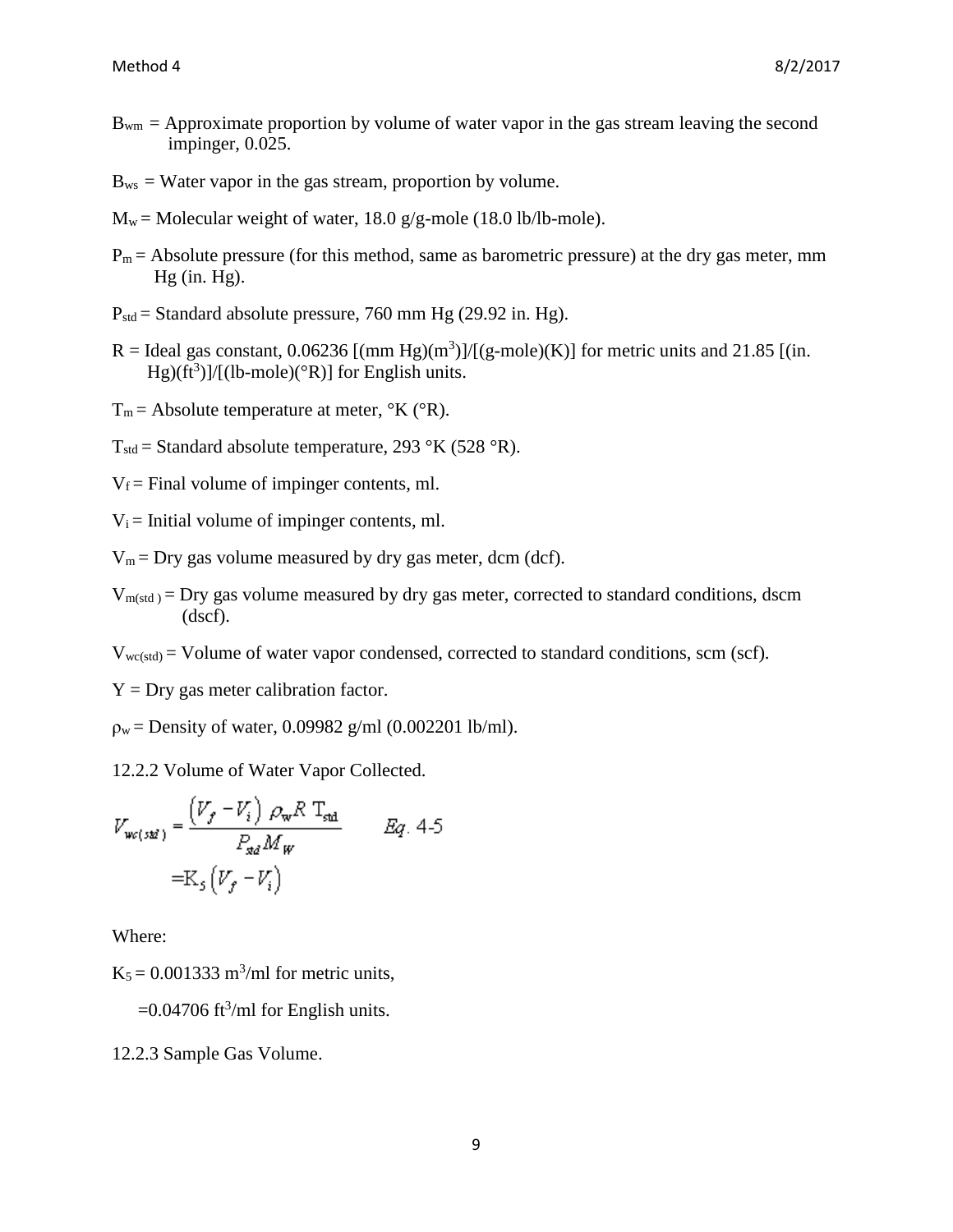$B_{wm}$ = Approximate proportion by volume of water vapor in the gas stream leaving the second impinger, 0.025.

$B_{ws}$ = Water vapor in the gas stream, proportion by volume.

$M_w$ = Molecular weight of water, 18.0 g/g-mole (18.0 lb/lb-mole).

$P_m$ = Absolute pressure (for this method, same as barometric pressure) at the dry gas meter, mm Hg (in. Hg).

$P_{std}$ = Standard absolute pressure, 760 mm Hg (29.92 in. Hg).

R = Ideal gas constant, 0.06236 [(mm Hg)($m^3$)]/[(g-mole)(K)] for metric units and 21.85 [(in. Hg)($ft^3$)]/[(lb-mole)(°R)] for English units.

$T_m$ = Absolute temperature at meter, °K (°R).

$T_{std}$ = Standard absolute temperature, 293 °K (528 °R).

$V_f$ = Final volume of impinger contents, ml.

$V_i$ = Initial volume of impinger contents, ml.

$V_m$ = Dry gas volume measured by dry gas meter, dcm (dcf).

$V_{m(std)}$ = Dry gas volume measured by dry gas meter, corrected to standard conditions, dscm (dscf).

$V_{wc(std)}$ = Volume of water vapor condensed, corrected to standard conditions, scm (scf).

Y = Dry gas meter calibration factor.

$\rho_w$ = Density of water, 0.09982 g/ml (0.002201 lb/ml).

12.2.2 Volume of Water Vapor Collected.

$$V_{wc(std)} = \frac{(V_f - V_i)\,\rho_w R\, T_{std}}{P_{std} M_W} \qquad Eq.\ 4\text{-}5$$

$$= K_5 (V_f - V_i)$$

Where:

$K_5$ = 0.001333 $m^3$/ml for metric units,

=0.04706 $ft^3$/ml for English units.

12.2.3 Sample Gas Volume.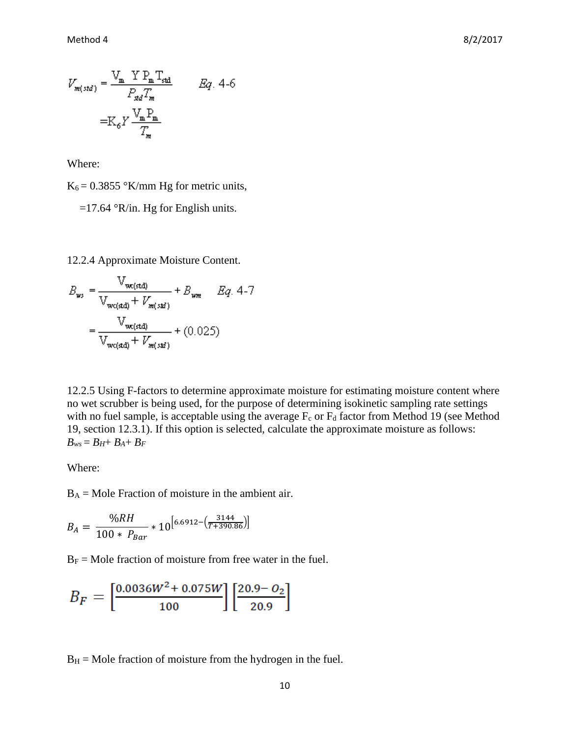$$V_{m(std)} = \frac{V_m \ Y \ P_m \ T_{std}}{P_{std} T_m} \qquad Eq.\ 4\text{-}6$$

$$= K_6 Y \frac{V_m P_m}{T_m}$$

Where:

$K_6$ = 0.3855 °K/mm Hg for metric units,

=17.64 °R/in. Hg for English units.

12.2.4 Approximate Moisture Content.

$$B_{ws} = \frac{V_{wc(std)}}{V_{wc(std)} + V_{m(std)}} + B_{wm} \qquad Eq.\ 4\text{-}7$$

$$= \frac{V_{wc(std)}}{V_{wc(std)} + V_{m(std)}} + (0.025)$$

12.2.5 Using F-factors to determine approximate moisture for estimating moisture content where no wet scrubber is being used, for the purpose of determining isokinetic sampling rate settings with no fuel sample, is acceptable using the average $F_c$ or $F_d$ factor from Method 19 (see Method 19, section 12.3.1). If this option is selected, calculate the approximate moisture as follows: $B_{ws} = B_H + B_A + B_F$

Where:

$B_A$ = Mole Fraction of moisture in the ambient air.

$$B_A = \frac{\%RH}{100 * P_{Bar}} * 10^{\left[6.6912 - \left(\frac{3144}{T + 390.86}\right)\right]}$$

$B_F$ = Mole fraction of moisture from free water in the fuel.

$$B_F = \left[\frac{0.0036W^2 + 0.075W}{100}\right]\left[\frac{20.9 - O_2}{20.9}\right]$$

$B_H$ = Mole fraction of moisture from the hydrogen in the fuel.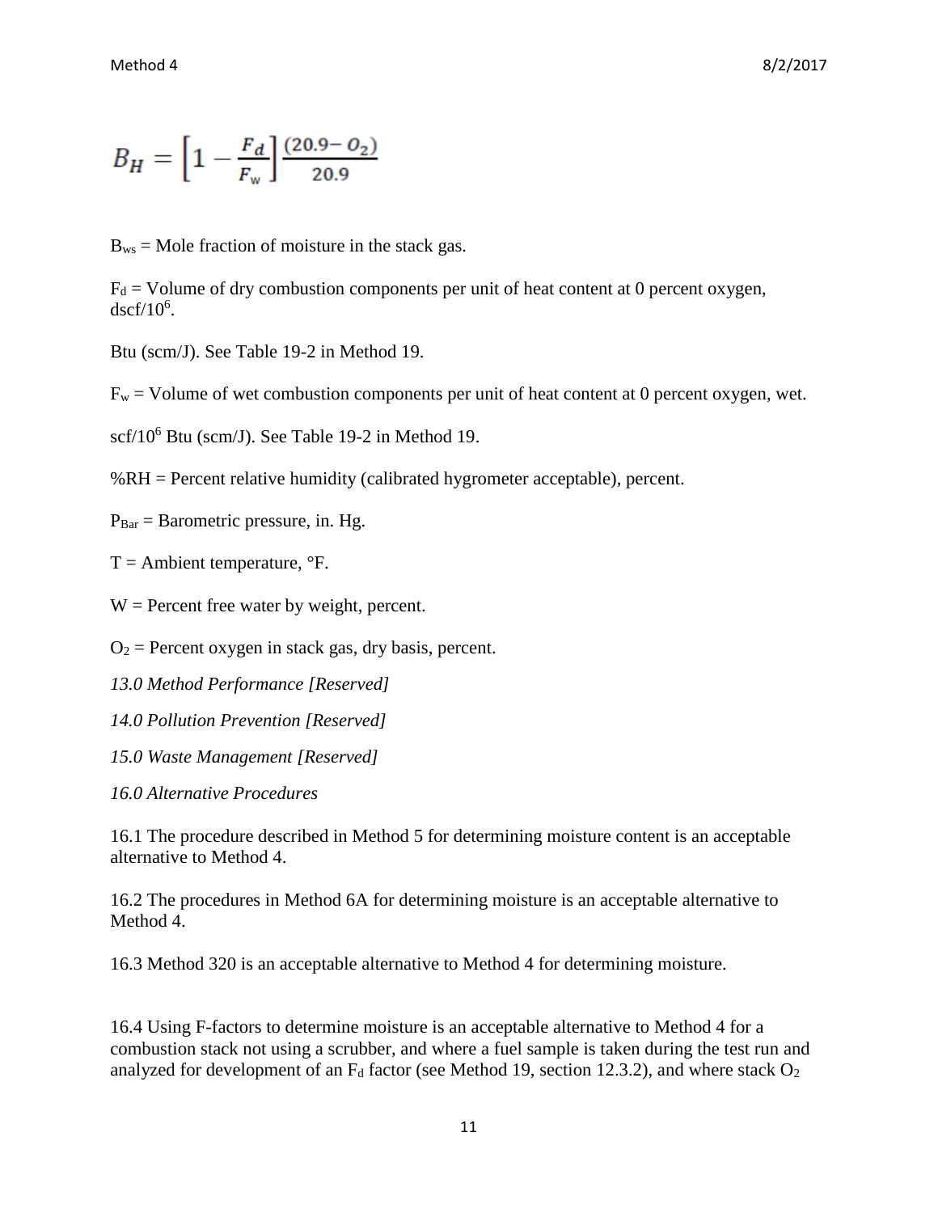$$B_H = \left[1 - \frac{F_d}{F_w}\right]\frac{(20.9 - O_2)}{20.9}$$

$B_{ws}$ = Mole fraction of moisture in the stack gas.

$F_d$ = Volume of dry combustion components per unit of heat content at 0 percent oxygen, dscf/$10^6$.

Btu (scm/J). See Table 19-2 in Method 19.

$F_w$ = Volume of wet combustion components per unit of heat content at 0 percent oxygen, wet.

scf/$10^6$ Btu (scm/J). See Table 19-2 in Method 19.

%RH = Percent relative humidity (calibrated hygrometer acceptable), percent.

$P_{Bar}$ = Barometric pressure, in. Hg.

T = Ambient temperature, °F.

W = Percent free water by weight, percent.

$O_2$ = Percent oxygen in stack gas, dry basis, percent.

*13.0 Method Performance [Reserved]*

*14.0 Pollution Prevention [Reserved]*

*15.0 Waste Management [Reserved]*

*16.0 Alternative Procedures*

16.1 The procedure described in Method 5 for determining moisture content is an acceptable alternative to Method 4.

16.2 The procedures in Method 6A for determining moisture is an acceptable alternative to Method 4.

16.3 Method 320 is an acceptable alternative to Method 4 for determining moisture.

16.4 Using F-factors to determine moisture is an acceptable alternative to Method 4 for a combustion stack not using a scrubber, and where a fuel sample is taken during the test run and analyzed for development of an $F_d$ factor (see Method 19, section 12.3.2), and where stack $O_2$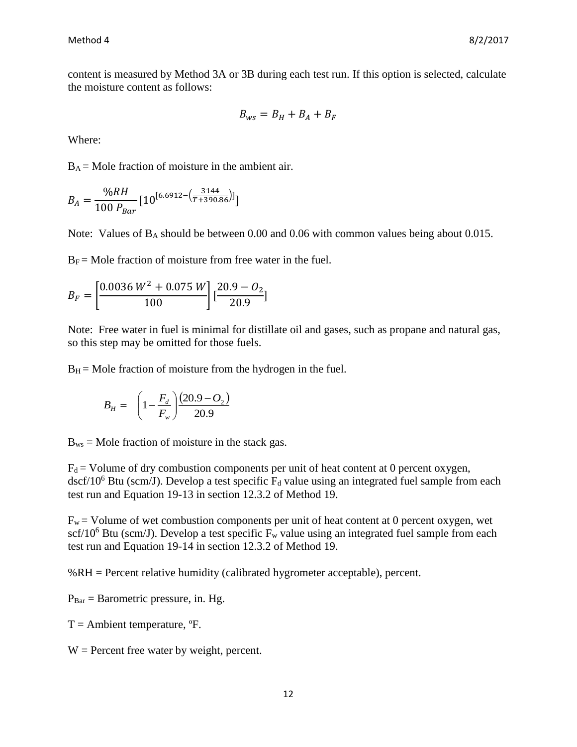content is measured by Method 3A or 3B during each test run. If this option is selected, calculate the moisture content as follows:

$$B_{ws} = B_H + B_A + B_F$$

Where:

$B_A$ = Mole fraction of moisture in the ambient air.

$$B_A = \frac{\%RH}{100\ P_{Bar}}\left[10^{\left[6.6912-\left(\frac{3144}{T+390.86}\right)\right]}\right]$$

Note: Values of $B_A$ should be between 0.00 and 0.06 with common values being about 0.015.

$B_F$ = Mole fraction of moisture from free water in the fuel.

$$B_F = \left[\frac{0.0036\ W^2 + 0.075\ W}{100}\right]\left[\frac{20.9 - O_2}{20.9}\right]$$

Note: Free water in fuel is minimal for distillate oil and gases, such as propane and natural gas, so this step may be omitted for those fuels.

$B_H$ = Mole fraction of moisture from the hydrogen in the fuel.

$$B_H = \left(1 - \frac{F_d}{F_w}\right)\frac{(20.9 - O_2)}{20.9}$$

$B_{ws}$ = Mole fraction of moisture in the stack gas.

$F_d$ = Volume of dry combustion components per unit of heat content at 0 percent oxygen, dscf/$10^6$ Btu (scm/J). Develop a test specific $F_d$ value using an integrated fuel sample from each test run and Equation 19-13 in section 12.3.2 of Method 19.

$F_w$ = Volume of wet combustion components per unit of heat content at 0 percent oxygen, wet scf/$10^6$ Btu (scm/J). Develop a test specific $F_w$ value using an integrated fuel sample from each test run and Equation 19-14 in section 12.3.2 of Method 19.

%RH = Percent relative humidity (calibrated hygrometer acceptable), percent.

$P_{Bar}$ = Barometric pressure, in. Hg.

T = Ambient temperature, ºF.

W = Percent free water by weight, percent.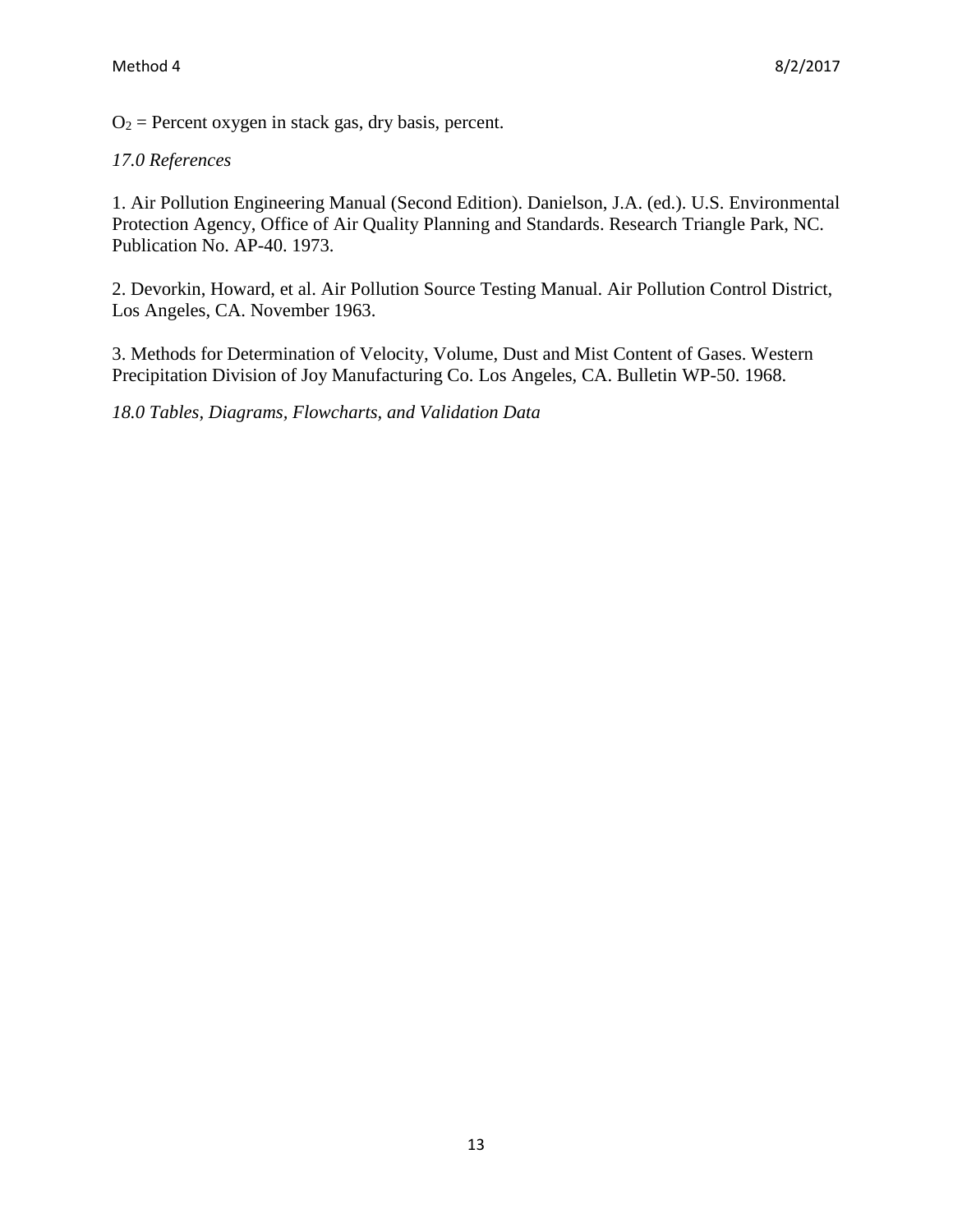$O_2$ = Percent oxygen in stack gas, dry basis, percent.

*17.0 References*

1. Air Pollution Engineering Manual (Second Edition). Danielson, J.A. (ed.). U.S. Environmental Protection Agency, Office of Air Quality Planning and Standards. Research Triangle Park, NC. Publication No. AP-40. 1973.

2. Devorkin, Howard, et al. Air Pollution Source Testing Manual. Air Pollution Control District, Los Angeles, CA. November 1963.

3. Methods for Determination of Velocity, Volume, Dust and Mist Content of Gases. Western Precipitation Division of Joy Manufacturing Co. Los Angeles, CA. Bulletin WP-50. 1968.

*18.0 Tables, Diagrams, Flowcharts, and Validation Data*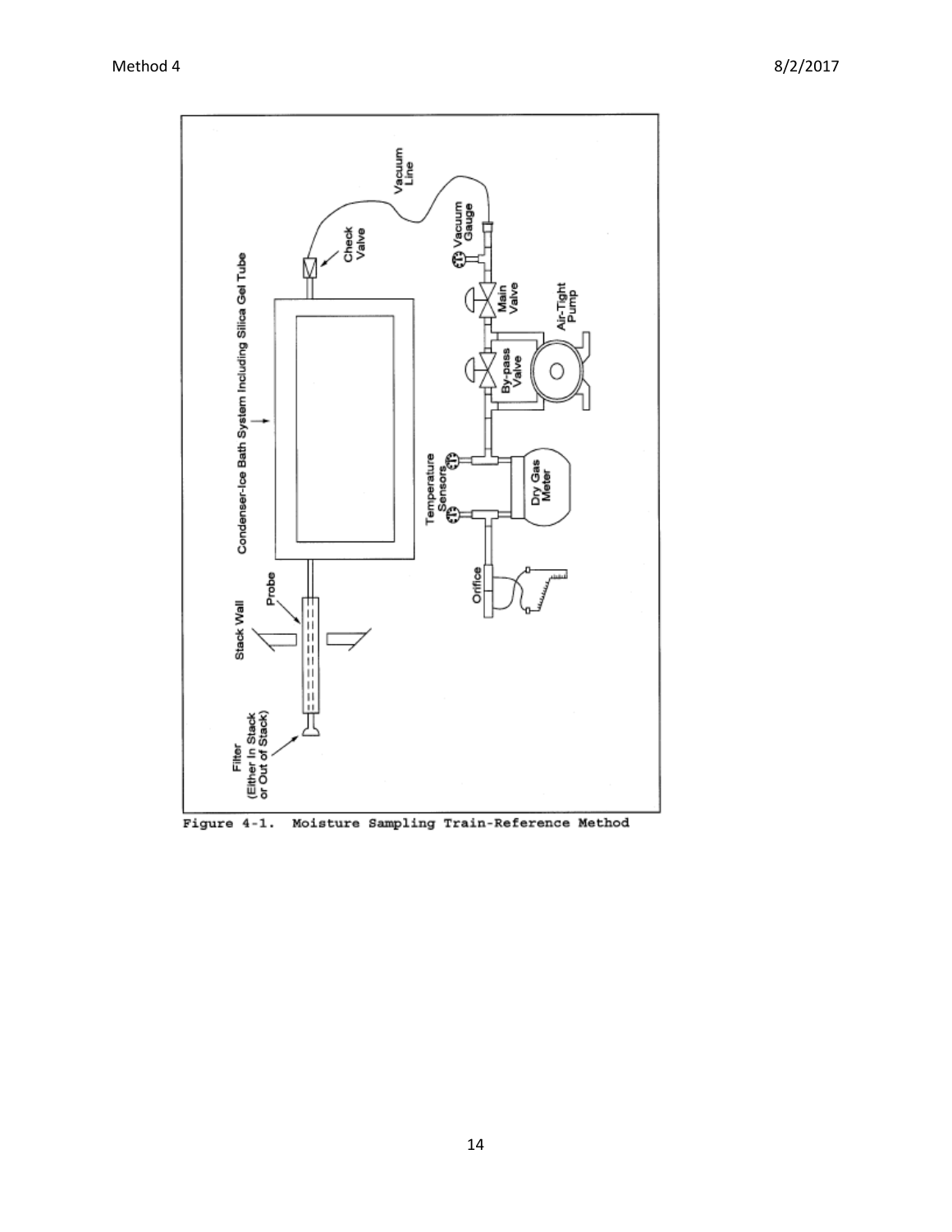Figure 4-1. Moisture Sampling Train-Reference Method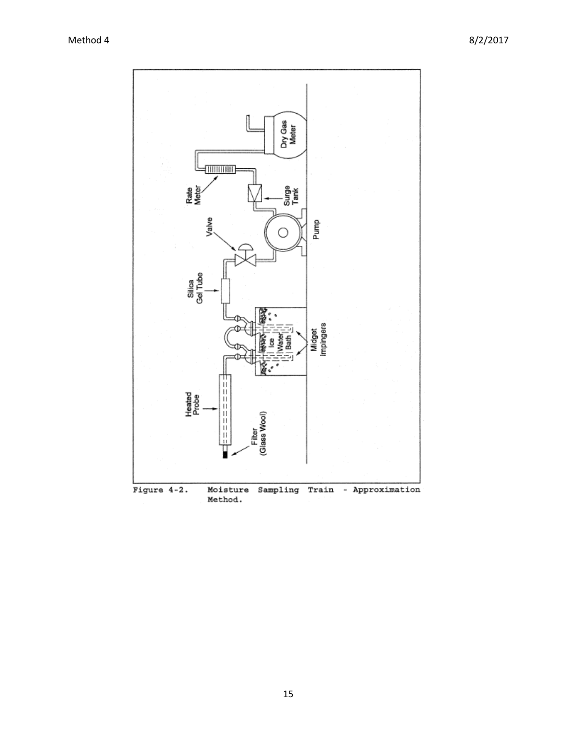Figure 4-2. Moisture Sampling Train - Approximation Method.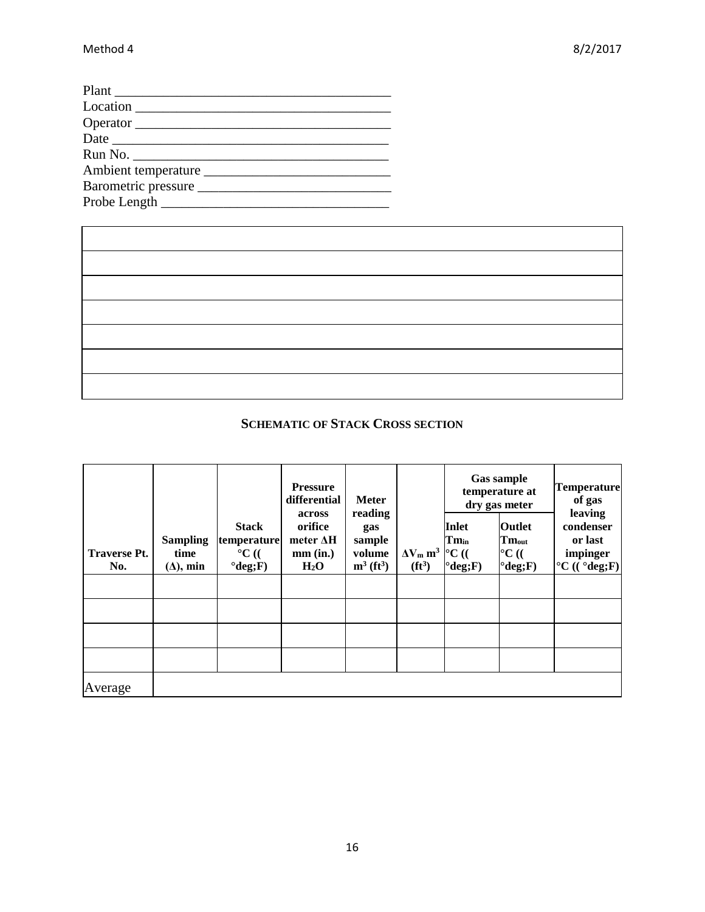Plant ________________________________________

Location ______________________________________

Operator ______________________________________

Date _________________________________________

Run No. ______________________________________

Ambient temperature ___________________________

Barometric pressure ____________________________

Probe Length _________________________________

| |
|---|
| |
| |
| |
| |
| |
| |

**SCHEMATIC OF STACK CROSS SECTION**

| Traverse Pt. No. | Sampling time (Δ), min | Stack temperature °C (( °deg;F) | Pressure differential across orifice meter ΔH mm (in.) $H_2O$ | Meter reading gas sample volume $m^3$ ($ft^3$) | $\Delta V_m$ $m^3$ ($ft^3$) | Gas sample temperature at dry gas meter | | Temperature of gas leaving condenser or last impinger °C (( °deg;F) |
|---|---|---|---|---|---|---|---|---|
| | | | | | | Inlet $Tm_{in}$ °C (( °deg;F) | Outlet $Tm_{out}$ °C (( °deg;F) | |
| | | | | | | | | |
| | | | | | | | | |
| | | | | | | | | |
| | | | | | | | | |
| Average | | | | | | | | |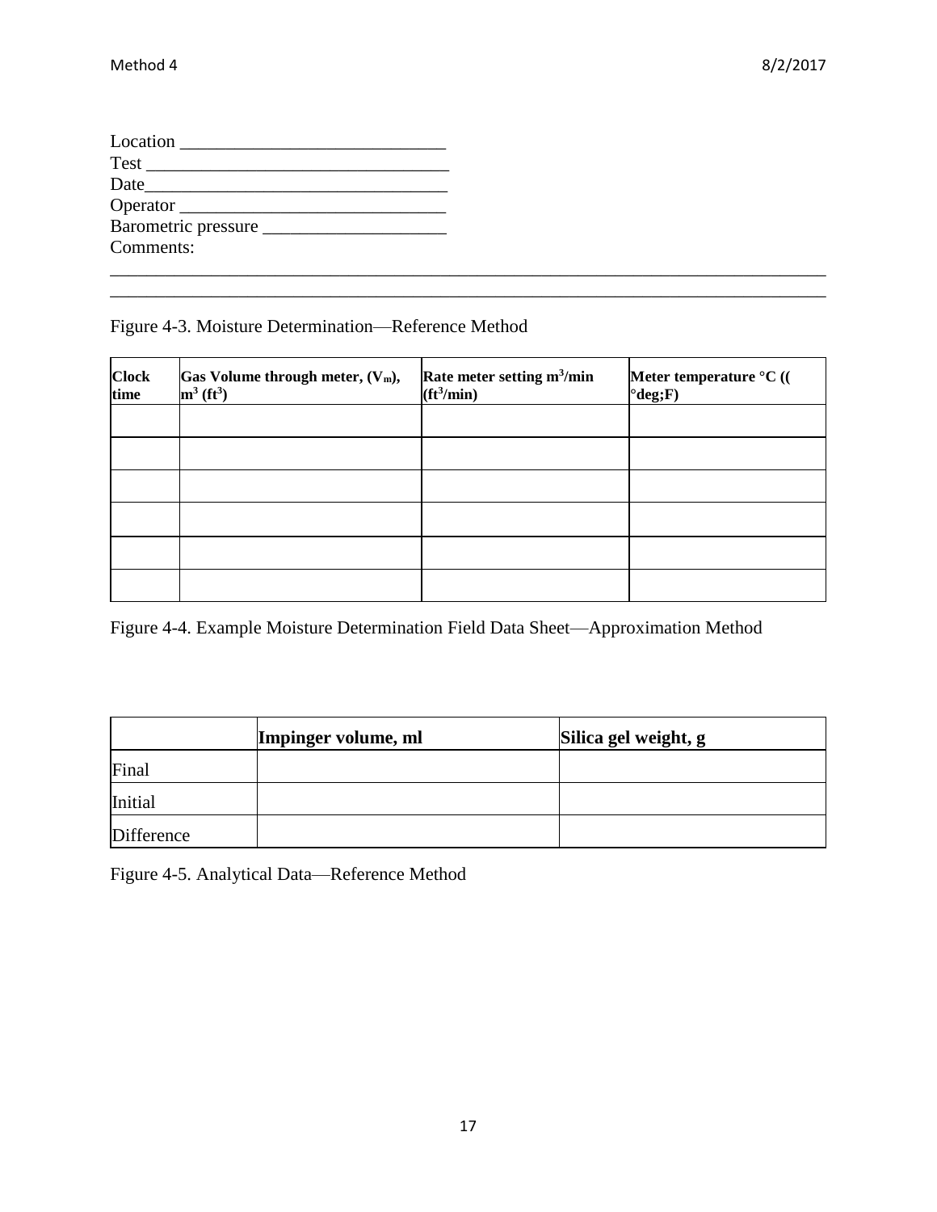Location ____________________________

Test ________________________________

Date________________________________

Operator ____________________________

Barometric pressure ___________________

Comments:

___________________________________________________________________________

___________________________________________________________________________

Figure 4-3. Moisture Determination—Reference Method

| **Clock time** | **Gas Volume through meter, ($V_m$), $m^3$ ($ft^3$)** | **Rate meter setting $m^3$/min ($ft^3$/min)** | **Meter temperature °C (( °deg;F)** |
|---|---|---|---|
| | | | |
| | | | |
| | | | |
| | | | |
| | | | |
| | | | |

Figure 4-4. Example Moisture Determination Field Data Sheet—Approximation Method

| | **Impinger volume, ml** | **Silica gel weight, g** |
|---|---|---|
| Final | | |
| Initial | | |
| Difference | | |

Figure 4-5. Analytical Data—Reference Method